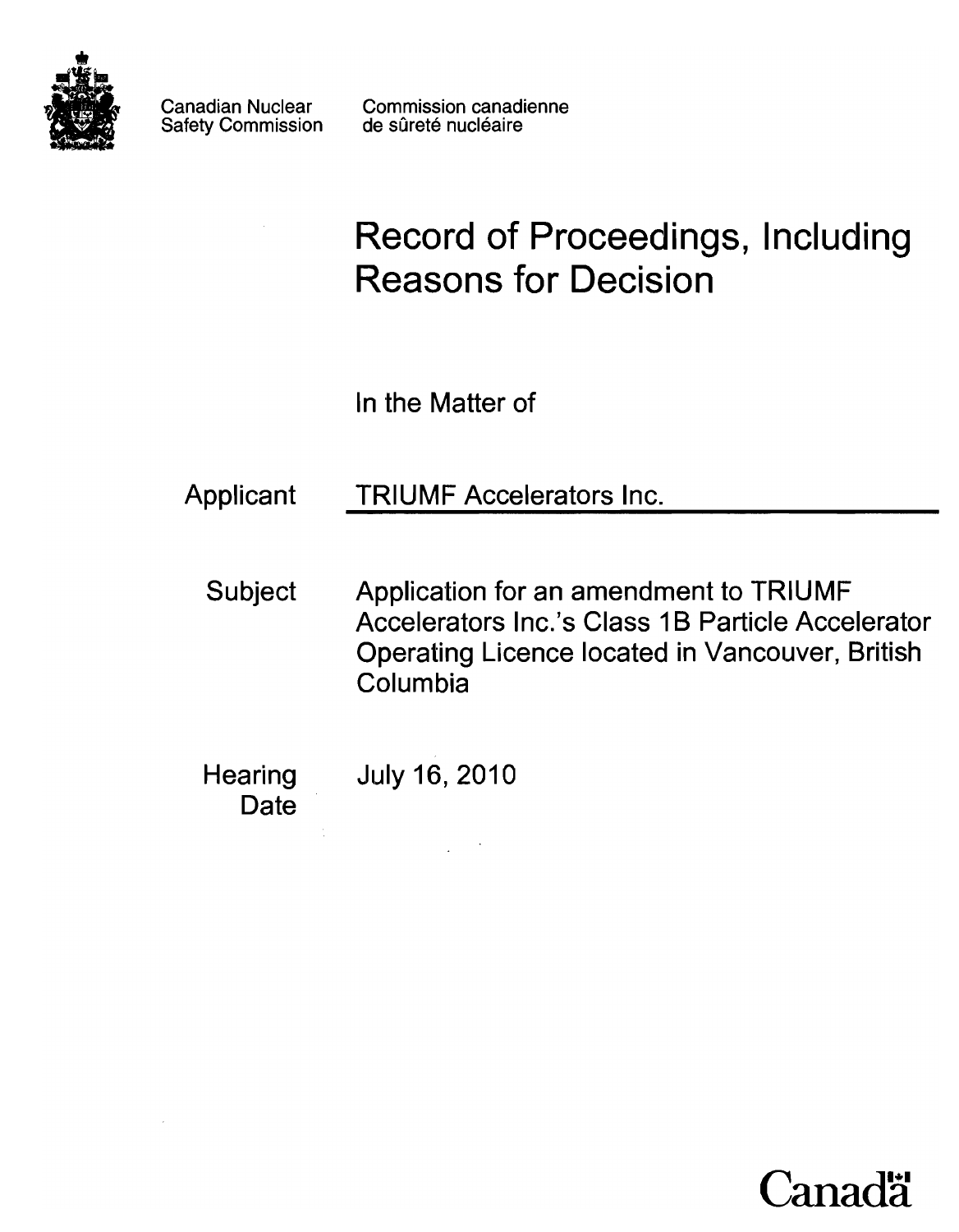Canadian Nuclear Safety Commission

Commission canadienne de sûreté nucléaire

# Record of Proceedings, Including Reasons for Decision

In the Matter of

**Applicant** TRIUMF Accelerators Inc.

**Subject** Application for an amendment to TRIUMF Accelerators Inc.'s Class 1B Particle Accelerator Operating Licence located in Vancouver, British Columbia

**Hearing Date** July 16, 2010

Canada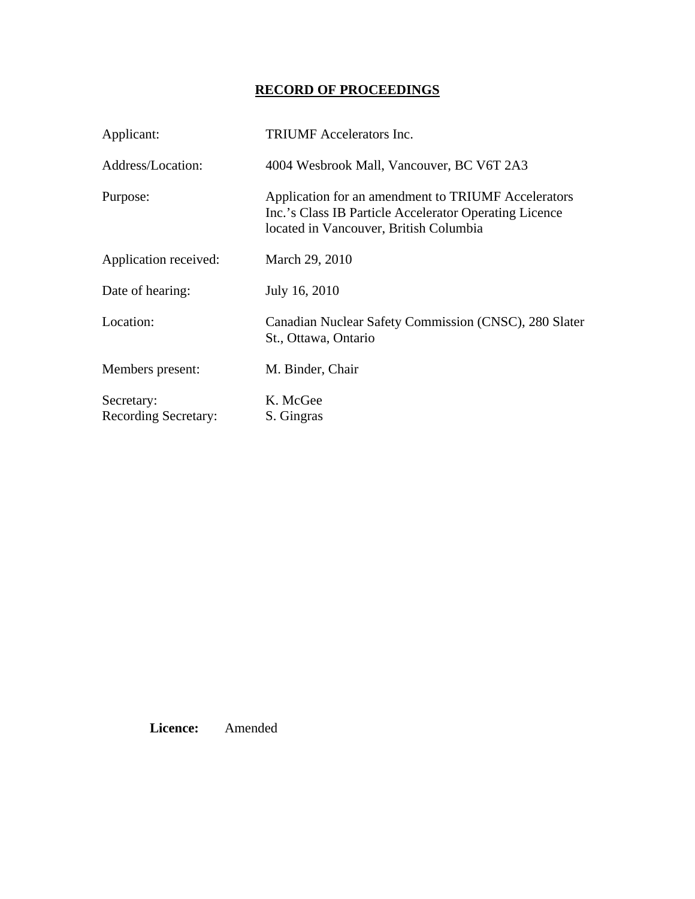# RECORD OF PROCEEDINGS

| | |
|---|---|
| Applicant: | TRIUMF Accelerators Inc. |
| Address/Location: | 4004 Wesbrook Mall, Vancouver, BC V6T 2A3 |
| Purpose: | Application for an amendment to TRIUMF Accelerators Inc.'s Class IB Particle Accelerator Operating Licence located in Vancouver, British Columbia |
| Application received: | March 29, 2010 |
| Date of hearing: | July 16, 2010 |
| Location: | Canadian Nuclear Safety Commission (CNSC), 280 Slater St., Ottawa, Ontario |
| Members present: | M. Binder, Chair |
| Secretary: | K. McGee |
| Recording Secretary: | S. Gingras |

**Licence:** Amended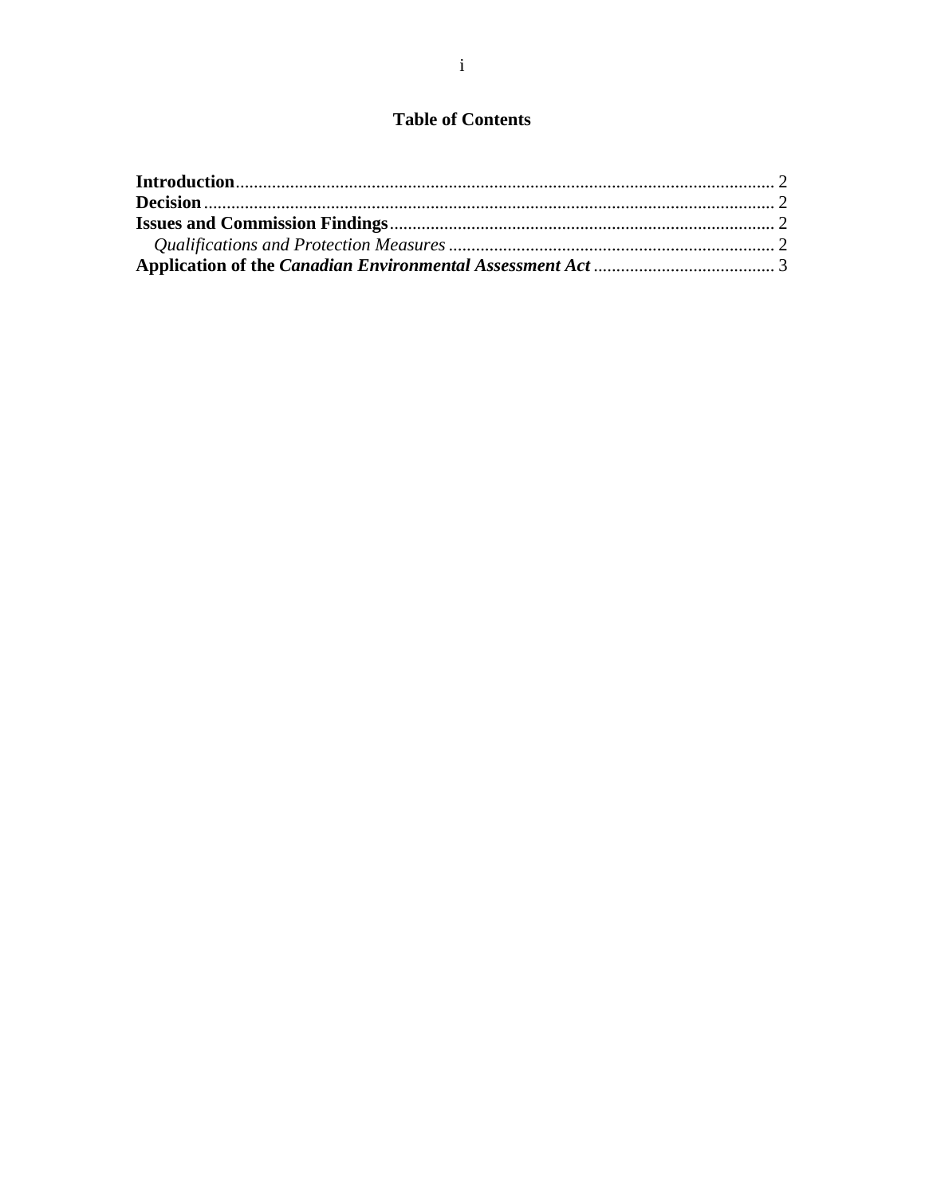# Table of Contents

**Introduction** ........................................................................................................ 2
**Decision** ............................................................................................................... 2
**Issues and Commission Findings** ....................................................................... 2
*Qualifications and Protection Measures* ............................................................ 2
**Application of the *Canadian Environmental Assessment Act*** ........................ 3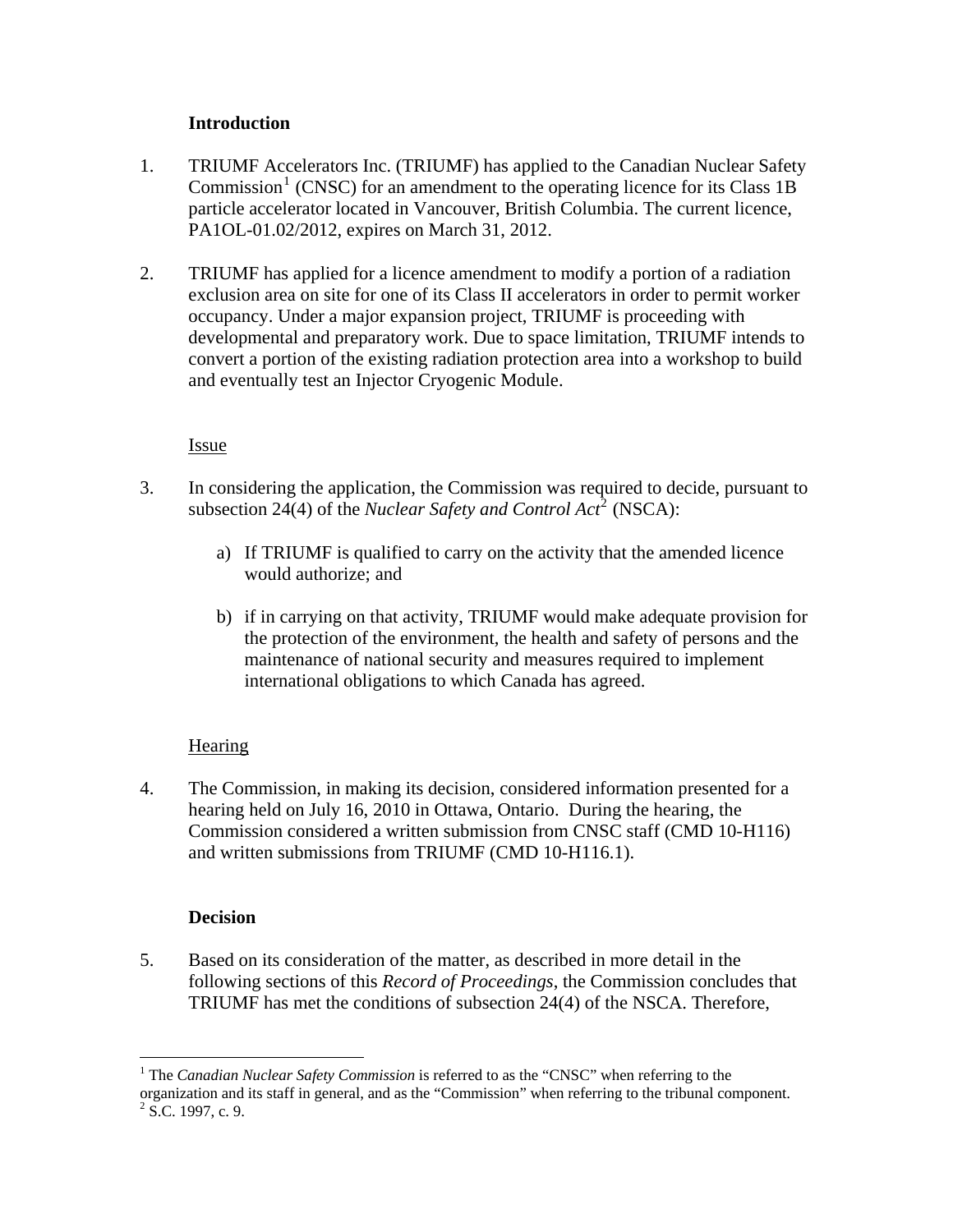## Introduction

1. TRIUMF Accelerators Inc. (TRIUMF) has applied to the Canadian Nuclear Safety Commission[1] (CNSC) for an amendment to the operating licence for its Class 1B particle accelerator located in Vancouver, British Columbia. The current licence, PA1OL-01.02/2012, expires on March 31, 2012.

2. TRIUMF has applied for a licence amendment to modify a portion of a radiation exclusion area on site for one of its Class II accelerators in order to permit worker occupancy. Under a major expansion project, TRIUMF is proceeding with developmental and preparatory work. Due to space limitation, TRIUMF intends to convert a portion of the existing radiation protection area into a workshop to build and eventually test an Injector Cryogenic Module.

### Issue

3. In considering the application, the Commission was required to decide, pursuant to subsection 24(4) of the *Nuclear Safety and Control Act*[2] (NSCA):

   a) If TRIUMF is qualified to carry on the activity that the amended licence would authorize; and

   b) if in carrying on that activity, TRIUMF would make adequate provision for the protection of the environment, the health and safety of persons and the maintenance of national security and measures required to implement international obligations to which Canada has agreed.

### Hearing

4. The Commission, in making its decision, considered information presented for a hearing held on July 16, 2010 in Ottawa, Ontario. During the hearing, the Commission considered a written submission from CNSC staff (CMD 10-H116) and written submissions from TRIUMF (CMD 10-H116.1).

## Decision

5. Based on its consideration of the matter, as described in more detail in the following sections of this *Record of Proceedings*, the Commission concludes that TRIUMF has met the conditions of subsection 24(4) of the NSCA. Therefore,

---

[1] The *Canadian Nuclear Safety Commission* is referred to as the "CNSC" when referring to the organization and its staff in general, and as the "Commission" when referring to the tribunal component.

[2] S.C. 1997, c. 9.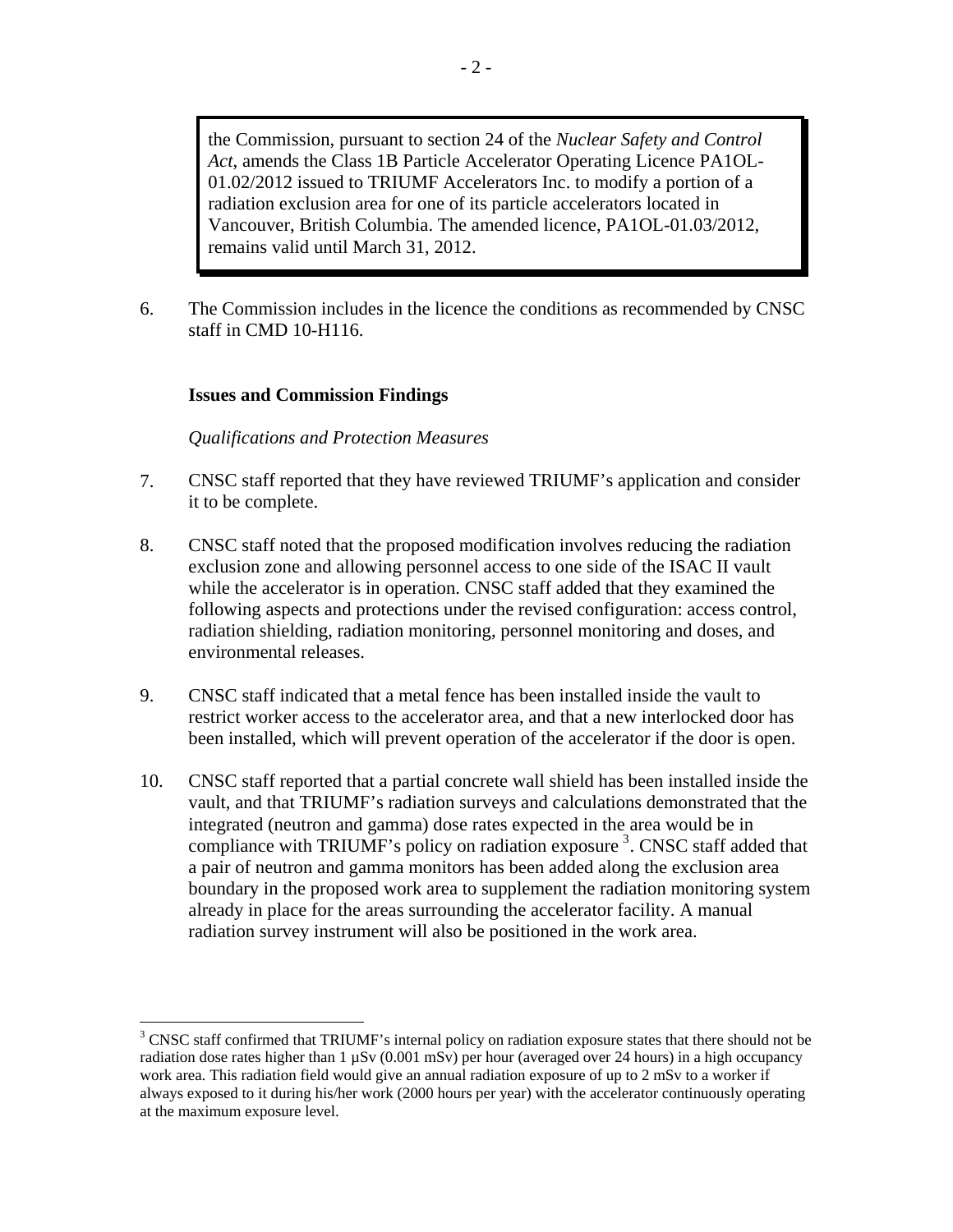> the Commission, pursuant to section 24 of the *Nuclear Safety and Control Act*, amends the Class 1B Particle Accelerator Operating Licence PA1OL-01.02/2012 issued to TRIUMF Accelerators Inc. to modify a portion of a radiation exclusion area for one of its particle accelerators located in Vancouver, British Columbia. The amended licence, PA1OL-01.03/2012, remains valid until March 31, 2012.

6. The Commission includes in the licence the conditions as recommended by CNSC staff in CMD 10-H116.

**Issues and Commission Findings**

*Qualifications and Protection Measures*

7. CNSC staff reported that they have reviewed TRIUMF's application and consider it to be complete.

8. CNSC staff noted that the proposed modification involves reducing the radiation exclusion zone and allowing personnel access to one side of the ISAC II vault while the accelerator is in operation. CNSC staff added that they examined the following aspects and protections under the revised configuration: access control, radiation shielding, radiation monitoring, personnel monitoring and doses, and environmental releases.

9. CNSC staff indicated that a metal fence has been installed inside the vault to restrict worker access to the accelerator area, and that a new interlocked door has been installed, which will prevent operation of the accelerator if the door is open.

10. CNSC staff reported that a partial concrete wall shield has been installed inside the vault, and that TRIUMF's radiation surveys and calculations demonstrated that the integrated (neutron and gamma) dose rates expected in the area would be in compliance with TRIUMF's policy on radiation exposure [3]. CNSC staff added that a pair of neutron and gamma monitors has been added along the exclusion area boundary in the proposed work area to supplement the radiation monitoring system already in place for the areas surrounding the accelerator facility. A manual radiation survey instrument will also be positioned in the work area.

---

[3] CNSC staff confirmed that TRIUMF's internal policy on radiation exposure states that there should not be radiation dose rates higher than 1 µSv (0.001 mSv) per hour (averaged over 24 hours) in a high occupancy work area. This radiation field would give an annual radiation exposure of up to 2 mSv to a worker if always exposed to it during his/her work (2000 hours per year) with the accelerator continuously operating at the maximum exposure level.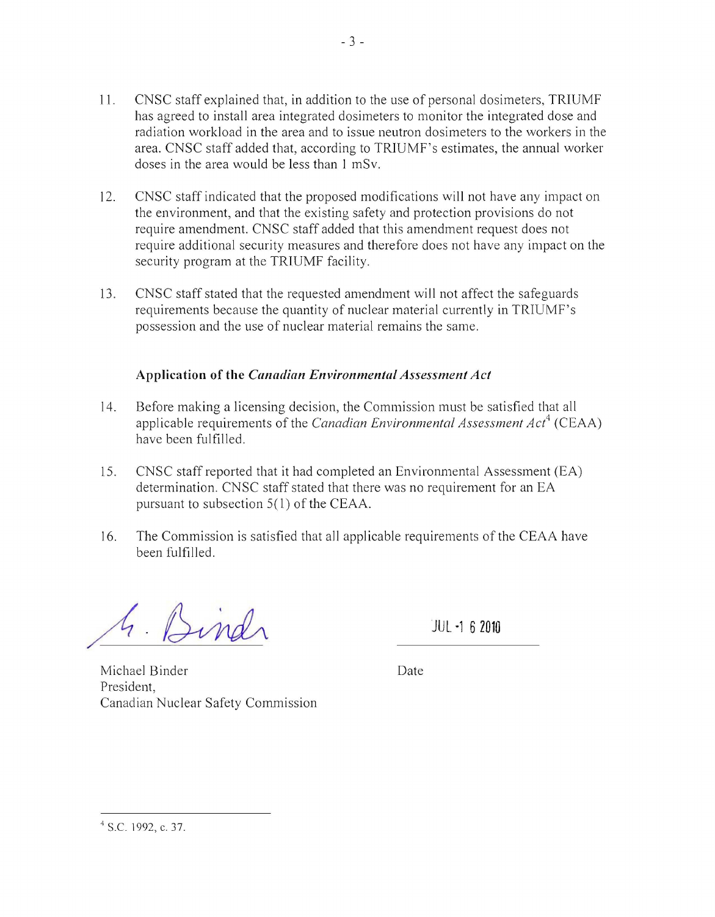11. CNSC staff explained that, in addition to the use of personal dosimeters, TRIUMF has agreed to install area integrated dosimeters to monitor the integrated dose and radiation workload in the area and to issue neutron dosimeters to the workers in the area. CNSC staff added that, according to TRIUMF's estimates, the annual worker doses in the area would be less than 1 mSv.

12. CNSC staff indicated that the proposed modifications will not have any impact on the environment, and that the existing safety and protection provisions do not require amendment. CNSC staff added that this amendment request does not require additional security measures and therefore does not have any impact on the security program at the TRIUMF facility.

13. CNSC staff stated that the requested amendment will not affect the safeguards requirements because the quantity of nuclear material currently in TRIUMF's possession and the use of nuclear material remains the same.

### Application of the *Canadian Environmental Assessment Act*

14. Before making a licensing decision, the Commission must be satisfied that all applicable requirements of the *Canadian Environmental Assessment Act*[4] (CEAA) have been fulfilled.

15. CNSC staff reported that it had completed an Environmental Assessment (EA) determination. CNSC staff stated that there was no requirement for an EA pursuant to subsection 5(1) of the CEAA.

16. The Commission is satisfied that all applicable requirements of the CEAA have been fulfilled.

M. Binder

Michael Binder
President,
Canadian Nuclear Safety Commission

JUL 16 2010

Date

---

[4] S.C. 1992, c. 37.